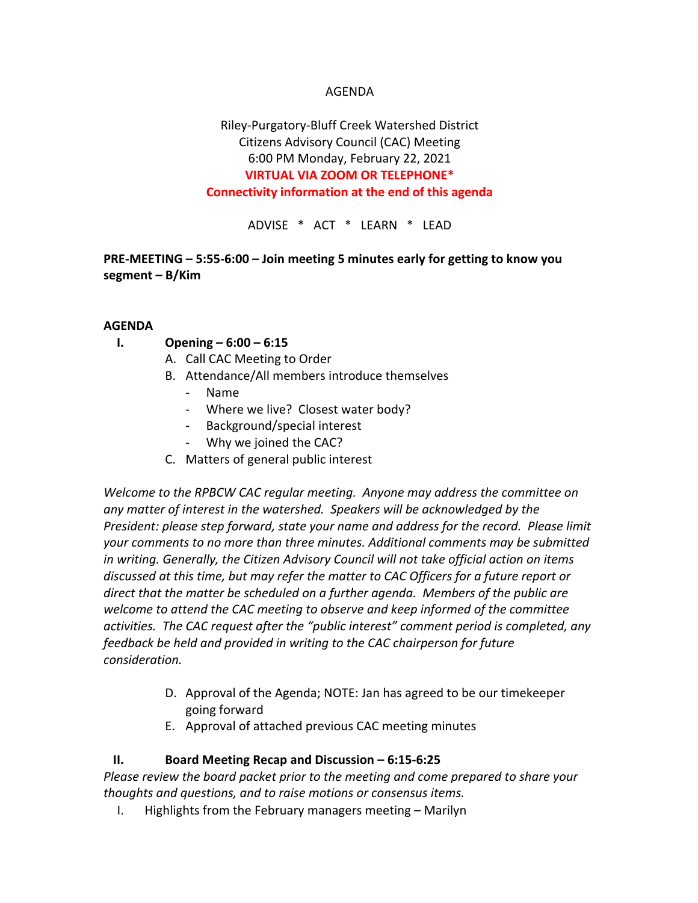AGENDA

Riley-Purgatory-Bluff Creek Watershed District
Citizens Advisory Council (CAC) Meeting
6:00 PM Monday, February 22, 2021
**VIRTUAL VIA ZOOM OR TELEPHONE***
**Connectivity information at the end of this agenda**

ADVISE * ACT * LEARN * LEAD

**PRE-MEETING – 5:55-6:00 – Join meeting 5 minutes early for getting to know you segment – B/Kim**

**AGENDA**

**I. Opening – 6:00 – 6:15**

A. Call CAC Meeting to Order
B. Attendance/All members introduce themselves
   - Name
   - Where we live? Closest water body?
   - Background/special interest
   - Why we joined the CAC?
C. Matters of general public interest

*Welcome to the RPBCW CAC regular meeting. Anyone may address the committee on any matter of interest in the watershed. Speakers will be acknowledged by the President: please step forward, state your name and address for the record. Please limit your comments to no more than three minutes. Additional comments may be submitted in writing. Generally, the Citizen Advisory Council will not take official action on items discussed at this time, but may refer the matter to CAC Officers for a future report or direct that the matter be scheduled on a further agenda. Members of the public are welcome to attend the CAC meeting to observe and keep informed of the committee activities. The CAC request after the "public interest" comment period is completed, any feedback be held and provided in writing to the CAC chairperson for future consideration.*

D. Approval of the Agenda; NOTE: Jan has agreed to be our timekeeper going forward
E. Approval of attached previous CAC meeting minutes

**II. Board Meeting Recap and Discussion – 6:15-6:25**

*Please review the board packet prior to the meeting and come prepared to share your thoughts and questions, and to raise motions or consensus items.*

I. Highlights from the February managers meeting – Marilyn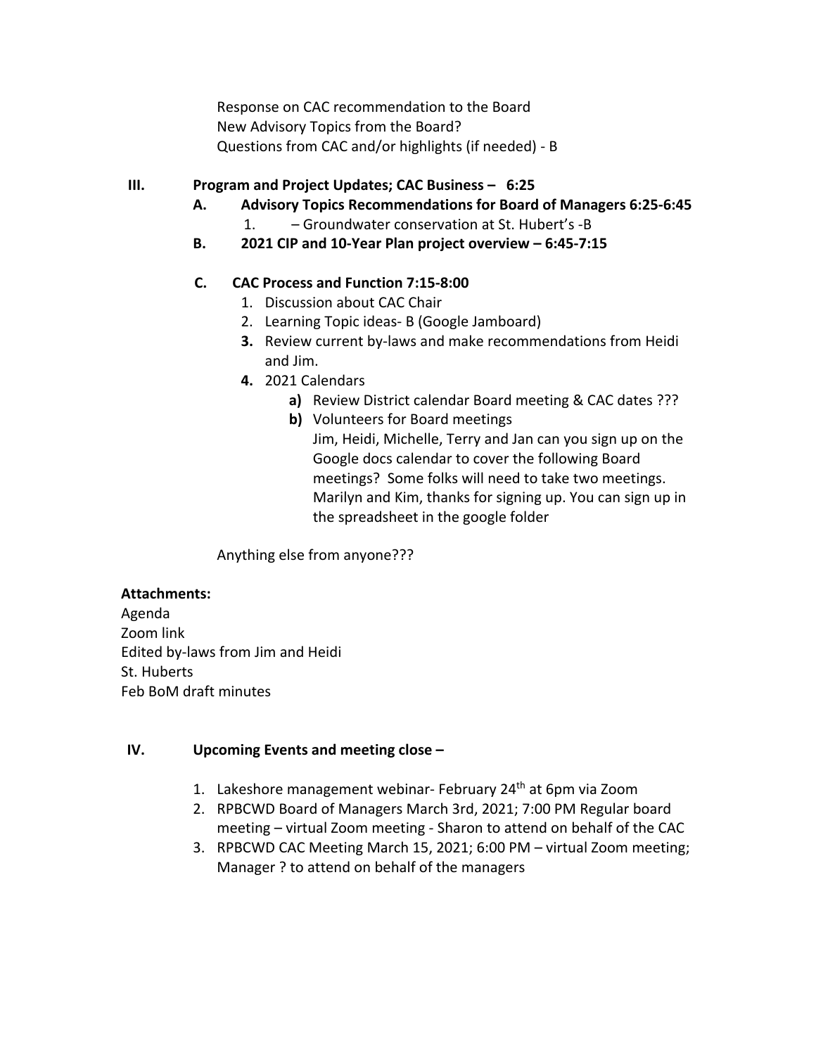Response on CAC recommendation to the Board
New Advisory Topics from the Board?
Questions from CAC and/or highlights (if needed) - B

**III. Program and Project Updates; CAC Business – 6:25**

**A. Advisory Topics Recommendations for Board of Managers 6:25-6:45**

1. – Groundwater conservation at St. Hubert's -B

**B. 2021 CIP and 10-Year Plan project overview – 6:45-7:15**

**C. CAC Process and Function 7:15-8:00**

1. Discussion about CAC Chair
2. Learning Topic ideas- B (Google Jamboard)
3. Review current by-laws and make recommendations from Heidi and Jim.
4. 2021 Calendars
   a) Review District calendar Board meeting & CAC dates ???
   b) Volunteers for Board meetings
      Jim, Heidi, Michelle, Terry and Jan can you sign up on the Google docs calendar to cover the following Board meetings? Some folks will need to take two meetings. Marilyn and Kim, thanks for signing up. You can sign up in the spreadsheet in the google folder

Anything else from anyone???

**Attachments:**
Agenda
Zoom link
Edited by-laws from Jim and Heidi
St. Huberts
Feb BoM draft minutes

**IV. Upcoming Events and meeting close –**

1. Lakeshore management webinar- February 24th at 6pm via Zoom
2. RPBCWD Board of Managers March 3rd, 2021; 7:00 PM Regular board meeting – virtual Zoom meeting - Sharon to attend on behalf of the CAC
3. RPBCWD CAC Meeting March 15, 2021; 6:00 PM – virtual Zoom meeting; Manager ? to attend on behalf of the managers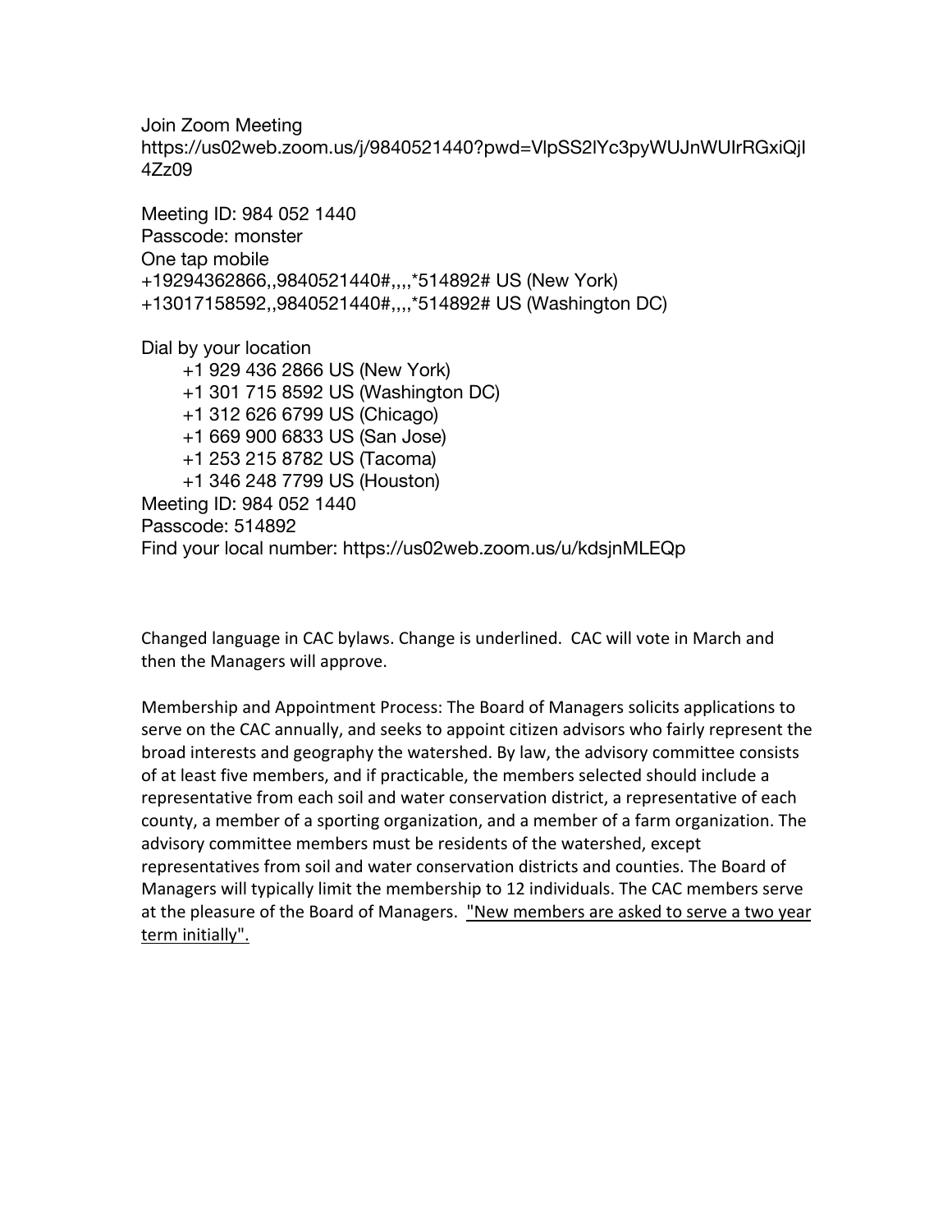Join Zoom Meeting
https://us02web.zoom.us/j/9840521440?pwd=VlpSS2lYc3pyWUJnWUlrRGxiQjl4Zz09

Meeting ID: 984 052 1440
Passcode: monster
One tap mobile
+19294362866,,9840521440#,,,,*514892# US (New York)
+13017158592,,9840521440#,,,,*514892# US (Washington DC)

Dial by your location
+1 929 436 2866 US (New York)
+1 301 715 8592 US (Washington DC)
+1 312 626 6799 US (Chicago)
+1 669 900 6833 US (San Jose)
+1 253 215 8782 US (Tacoma)
+1 346 248 7799 US (Houston)
Meeting ID: 984 052 1440
Passcode: 514892
Find your local number: https://us02web.zoom.us/u/kdsjnMLEQp

Changed language in CAC bylaws. Change is underlined. CAC will vote in March and then the Managers will approve.

Membership and Appointment Process: The Board of Managers solicits applications to serve on the CAC annually, and seeks to appoint citizen advisors who fairly represent the broad interests and geography the watershed. By law, the advisory committee consists of at least five members, and if practicable, the members selected should include a representative from each soil and water conservation district, a representative of each county, a member of a sporting organization, and a member of a farm organization. The advisory committee members must be residents of the watershed, except representatives from soil and water conservation districts and counties. The Board of Managers will typically limit the membership to 12 individuals. The CAC members serve at the pleasure of the Board of Managers. <u>"New members are asked to serve a two year term initially".</u>